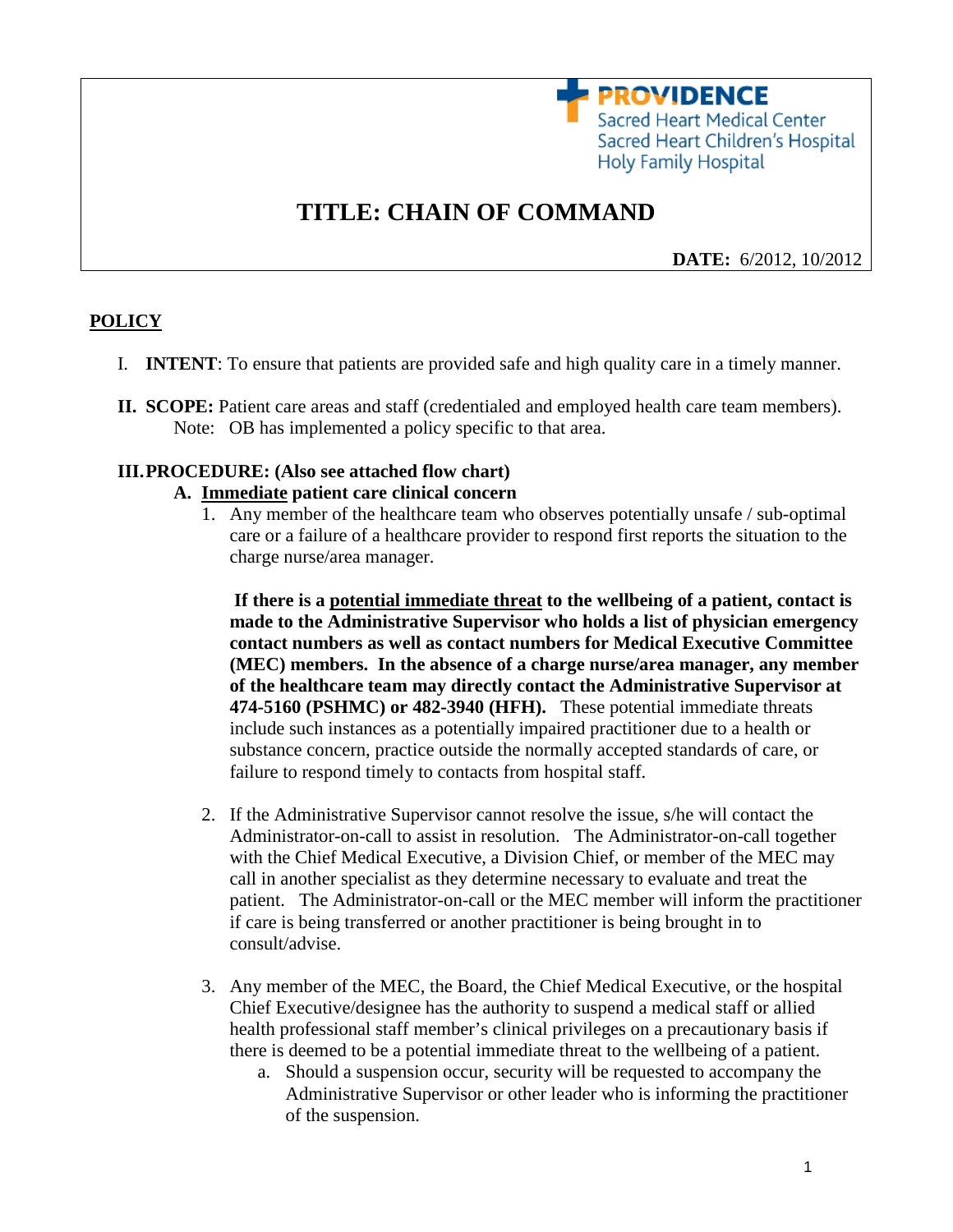PROVIDENCE
Sacred Heart Medical Center
Sacred Heart Children's Hospital
Holy Family Hospital

# TITLE: CHAIN OF COMMAND

**DATE:** 6/2012, 10/2012

## POLICY

I. **INTENT**: To ensure that patients are provided safe and high quality care in a timely manner.

II. **SCOPE:** Patient care areas and staff (credentialed and employed health care team members).
Note: OB has implemented a policy specific to that area.

### III. PROCEDURE: (Also see attached flow chart)

#### A. Immediate patient care clinical concern

1. Any member of the healthcare team who observes potentially unsafe / sub-optimal care or a failure of a healthcare provider to respond first reports the situation to the charge nurse/area manager.

   **If there is a potential immediate threat to the wellbeing of a patient, contact is made to the Administrative Supervisor who holds a list of physician emergency contact numbers as well as contact numbers for Medical Executive Committee (MEC) members. In the absence of a charge nurse/area manager, any member of the healthcare team may directly contact the Administrative Supervisor at 474-5160 (PSHMC) or 482-3940 (HFH).** These potential immediate threats include such instances as a potentially impaired practitioner due to a health or substance concern, practice outside the normally accepted standards of care, or failure to respond timely to contacts from hospital staff.

2. If the Administrative Supervisor cannot resolve the issue, s/he will contact the Administrator-on-call to assist in resolution. The Administrator-on-call together with the Chief Medical Executive, a Division Chief, or member of the MEC may call in another specialist as they determine necessary to evaluate and treat the patient. The Administrator-on-call or the MEC member will inform the practitioner if care is being transferred or another practitioner is being brought in to consult/advise.

3. Any member of the MEC, the Board, the Chief Medical Executive, or the hospital Chief Executive/designee has the authority to suspend a medical staff or allied health professional staff member's clinical privileges on a precautionary basis if there is deemed to be a potential immediate threat to the wellbeing of a patient.
   a. Should a suspension occur, security will be requested to accompany the Administrative Supervisor or other leader who is informing the practitioner of the suspension.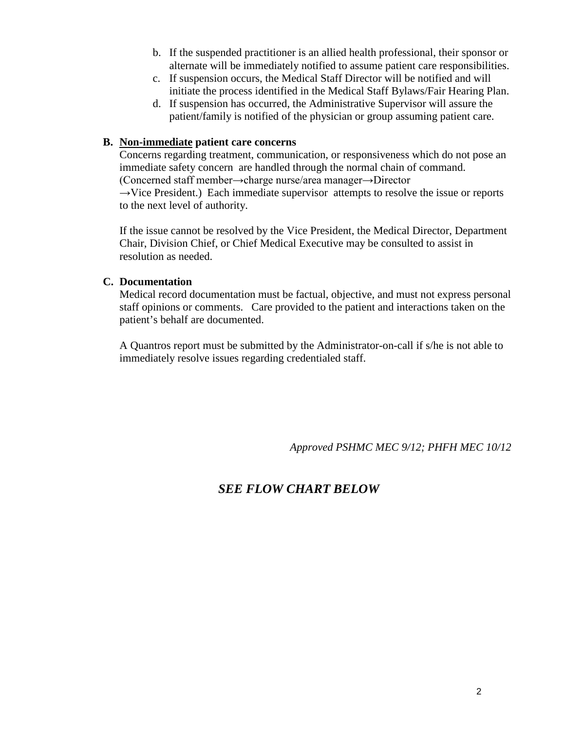b. If the suspended practitioner is an allied health professional, their sponsor or alternate will be immediately notified to assume patient care responsibilities.
c. If suspension occurs, the Medical Staff Director will be notified and will initiate the process identified in the Medical Staff Bylaws/Fair Hearing Plan.
d. If suspension has occurred, the Administrative Supervisor will assure the patient/family is notified of the physician or group assuming patient care.

**B. Non-immediate patient care concerns**

Concerns regarding treatment, communication, or responsiveness which do not pose an immediate safety concern are handled through the normal chain of command. (Concerned staff member→charge nurse/area manager→Director →Vice President.) Each immediate supervisor attempts to resolve the issue or reports to the next level of authority.

If the issue cannot be resolved by the Vice President, the Medical Director, Department Chair, Division Chief, or Chief Medical Executive may be consulted to assist in resolution as needed.

**C. Documentation**

Medical record documentation must be factual, objective, and must not express personal staff opinions or comments. Care provided to the patient and interactions taken on the patient's behalf are documented.

A Quantros report must be submitted by the Administrator-on-call if s/he is not able to immediately resolve issues regarding credentialed staff.

*Approved PSHMC MEC 9/12; PHFH MEC 10/12*

***SEE FLOW CHART BELOW***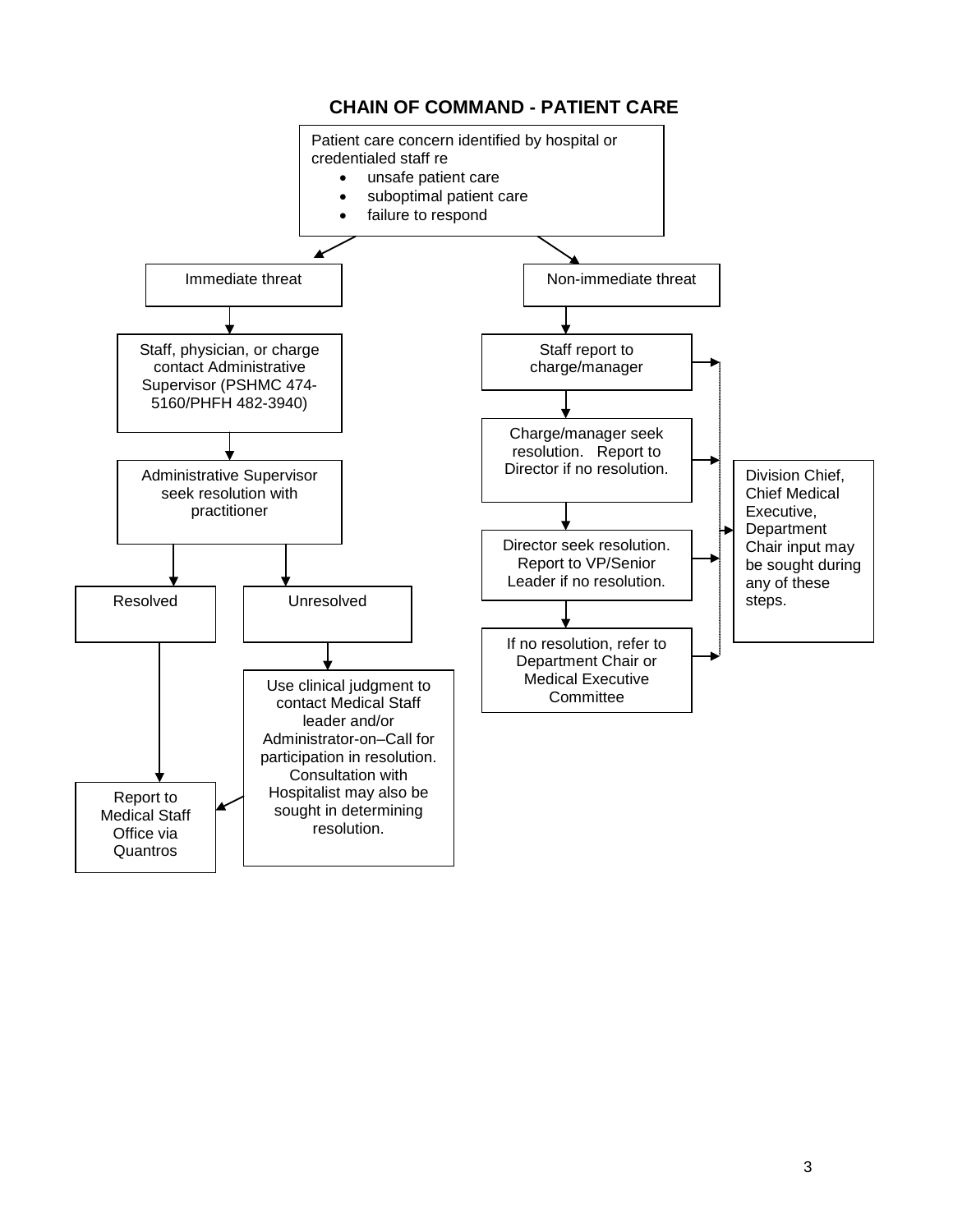## CHAIN OF COMMAND - PATIENT CARE

Patient care concern identified by hospital or credentialed staff re

- unsafe patient care
- suboptimal patient care
- failure to respond

Immediate threat

Staff, physician, or charge contact Administrative Supervisor (PSHMC 474-5160/PHFH 482-3940)

Administrative Supervisor seek resolution with practitioner

Resolved

Unresolved

Use clinical judgment to contact Medical Staff leader and/or Administrator-on–Call for participation in resolution. Consultation with Hospitalist may also be sought in determining resolution.

Report to Medical Staff Office via Quantros

Non-immediate threat

Staff report to charge/manager

Charge/manager seek resolution. Report to Director if no resolution.

Director seek resolution. Report to VP/Senior Leader if no resolution.

If no resolution, refer to Department Chair or Medical Executive Committee

Division Chief, Chief Medical Executive, Department Chair input may be sought during any of these steps.